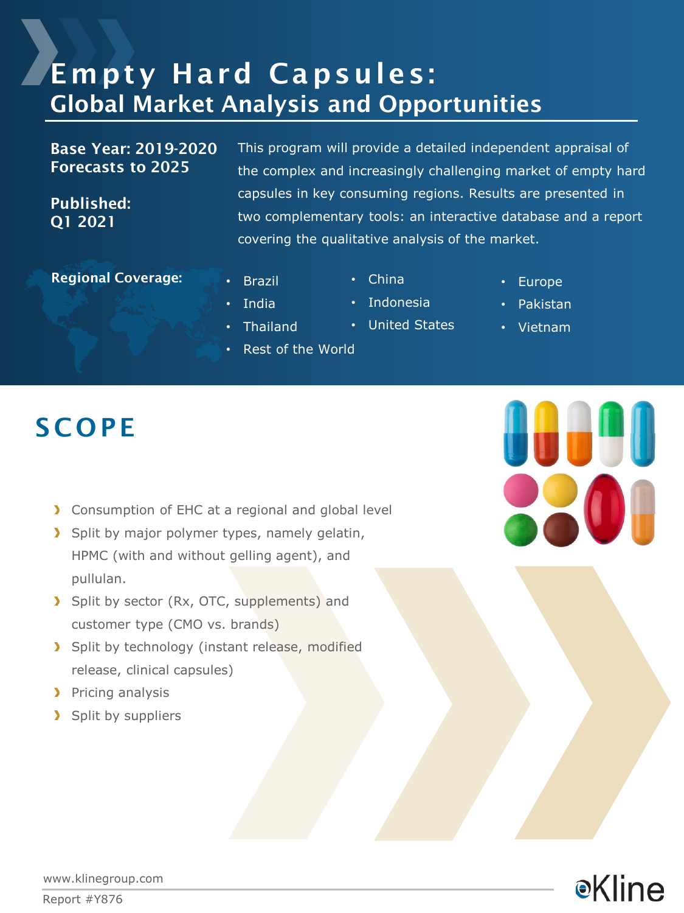# Empty Hard Capsules:
## Global Market Analysis and Opportunities

**Base Year: 2019-2020**
**Forecasts to 2025**

**Published:**
**Q1 2021**

This program will provide a detailed independent appraisal of the complex and increasingly challenging market of empty hard capsules in key consuming regions. Results are presented in two complementary tools: an interactive database and a report covering the qualitative analysis of the market.

**Regional Coverage:**

- Brazil
- India
- Thailand
- Rest of the World
- China
- Indonesia
- United States
- Europe
- Pakistan
- Vietnam

## SCOPE

- Consumption of EHC at a regional and global level
- Split by major polymer types, namely gelatin, HPMC (with and without gelling agent), and pullulan.
- Split by sector (Rx, OTC, supplements) and customer type (CMO vs. brands)
- Split by technology (instant release, modified release, clinical capsules)
- Pricing analysis
- Split by suppliers

www.klinegroup.com

Report #Y876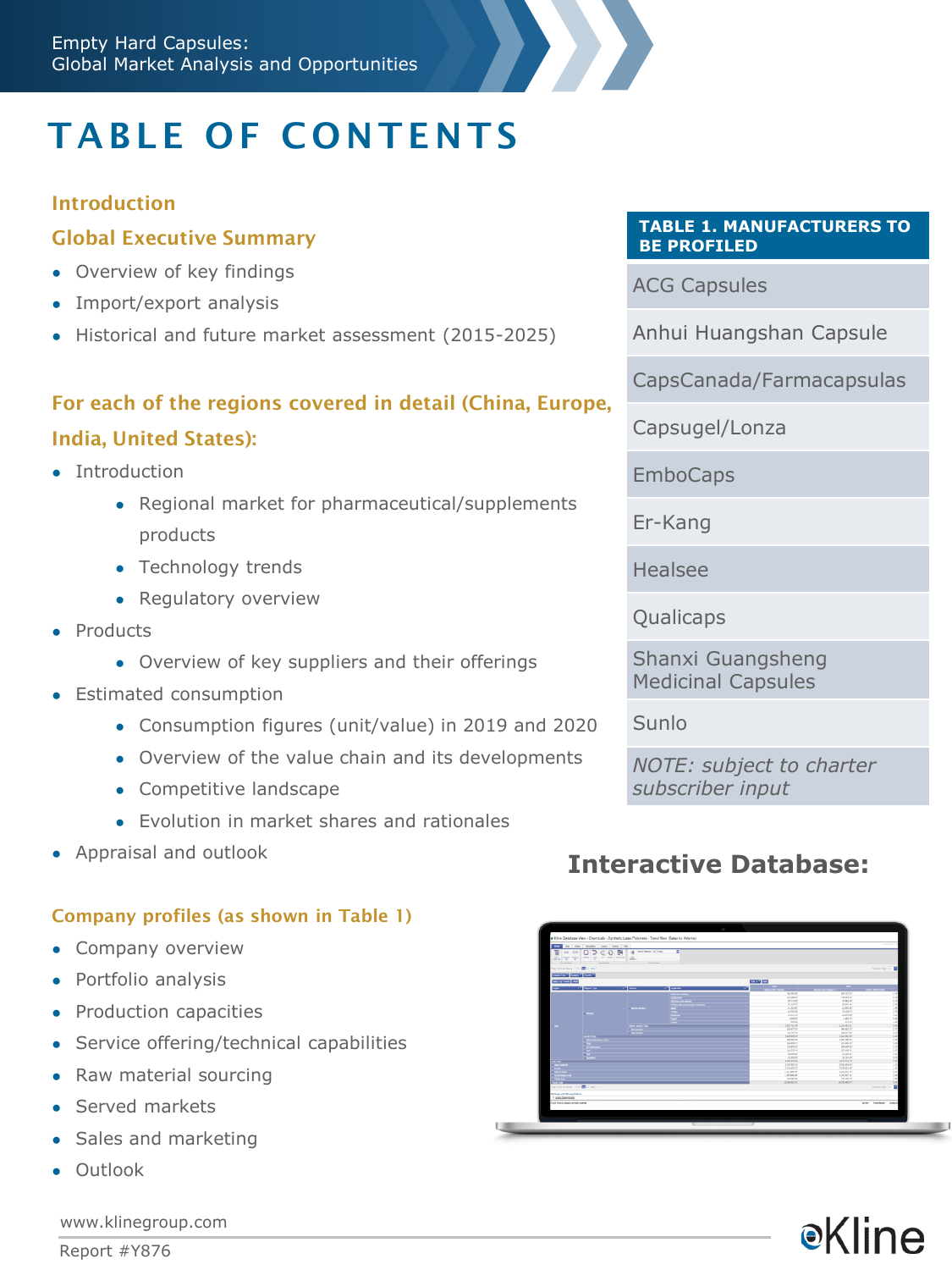# TABLE OF CONTENTS

## Introduction

## Global Executive Summary

- Overview of key findings
- Import/export analysis
- Historical and future market assessment (2015-2025)

## For each of the regions covered in detail (China, Europe, India, United States):

- Introduction
  - Regional market for pharmaceutical/supplements products
  - Technology trends
  - Regulatory overview
- Products
  - Overview of key suppliers and their offerings
- Estimated consumption
  - Consumption figures (unit/value) in 2019 and 2020
  - Overview of the value chain and its developments
  - Competitive landscape
  - Evolution in market shares and rationales
- Appraisal and outlook

## Company profiles (as shown in Table 1)

- Company overview
- Portfolio analysis
- Production capacities
- Service offering/technical capabilities
- Raw material sourcing
- Served markets
- Sales and marketing
- Outlook

| TABLE 1. MANUFACTURERS TO BE PROFILED |
|---|
| ACG Capsules |
| Anhui Huangshan Capsule |
| CapsCanada/Farmacapsulas |
| Capsugel/Lonza |
| EmboCaps |
| Er-Kang |
| Healsee |
| Qualicaps |
| Shanxi Guangsheng Medicinal Capsules |
| Sunlo |
| *NOTE: subject to charter subscriber input* |

## Interactive Database:

www.klinegroup.com

Report #Y876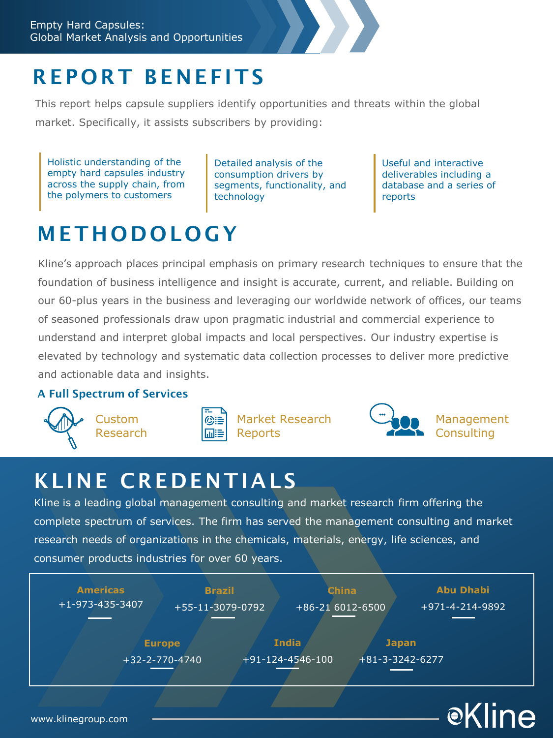# REPORT BENEFITS

This report helps capsule suppliers identify opportunities and threats within the global market. Specifically, it assists subscribers by providing:

- Holistic understanding of the empty hard capsules industry across the supply chain, from the polymers to customers
- Detailed analysis of the consumption drivers by segments, functionality, and technology
- Useful and interactive deliverables including a database and a series of reports

# METHODOLOGY

Kline's approach places principal emphasis on primary research techniques to ensure that the foundation of business intelligence and insight is accurate, current, and reliable. Building on our 60-plus years in the business and leveraging our worldwide network of offices, our teams of seasoned professionals draw upon pragmatic industrial and commercial experience to understand and interpret global impacts and local perspectives. Our industry expertise is elevated by technology and systematic data collection processes to deliver more predictive and actionable data and insights.

### A Full Spectrum of Services

- Custom Research
- Market Research Reports
- Management Consulting

# KLINE CREDENTIALS

Kline is a leading global management consulting and market research firm offering the complete spectrum of services. The firm has served the management consulting and market research needs of organizations in the chemicals, materials, energy, life sciences, and consumer products industries for over 60 years.

**Americas**
+1-973-435-3407

**Brazil**
+55-11-3079-0792

**China**
+86-21 6012-6500

**Abu Dhabi**
+971-4-214-9892

**Europe**
+32-2-770-4740

**India**
+91-124-4546-100

**Japan**
+81-3-3242-6277

www.klinegroup.com

Kline